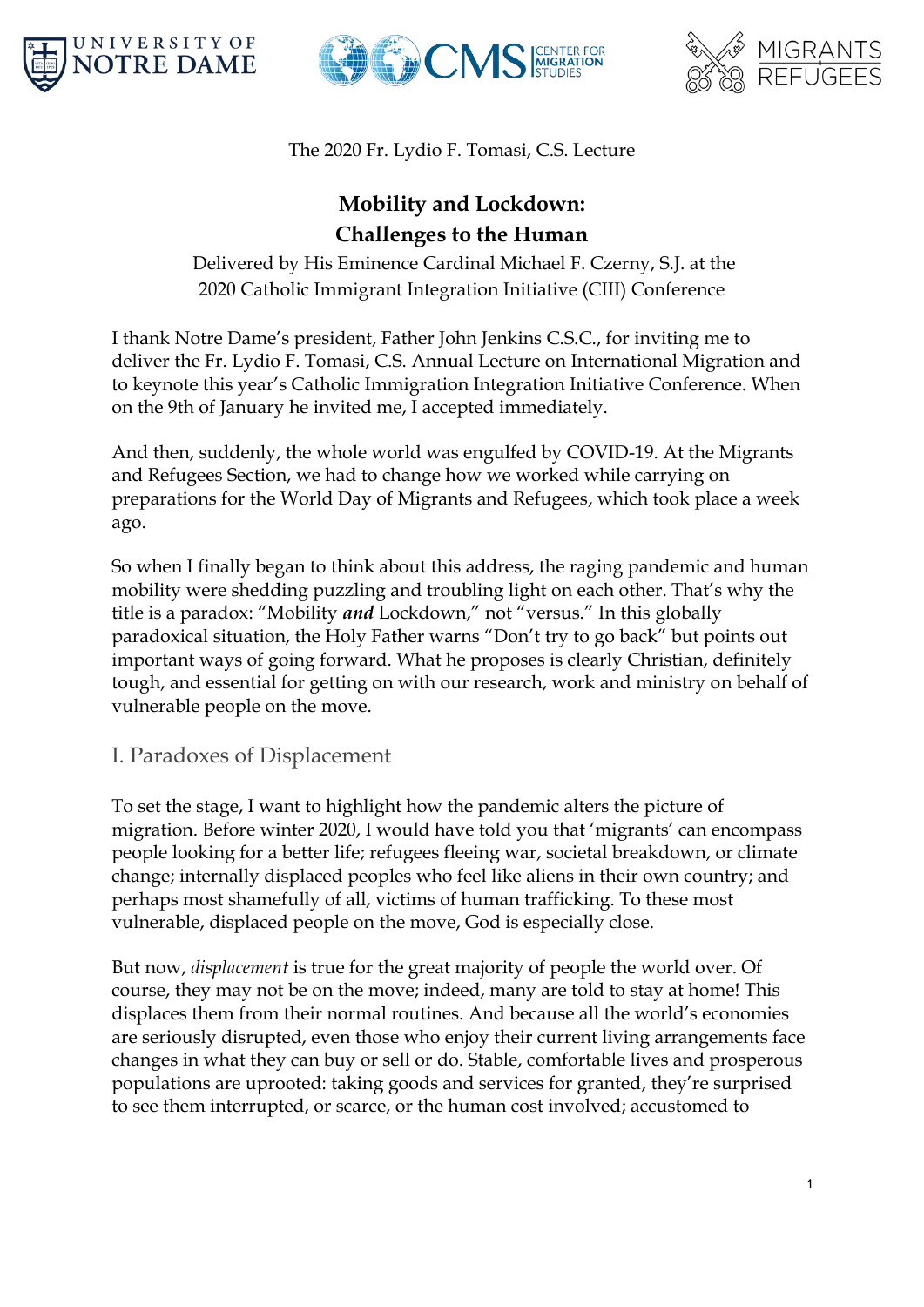The 2020 Fr. Lydio F. Tomasi, C.S. Lecture

# Mobility and Lockdown: Challenges to the Human

Delivered by His Eminence Cardinal Michael F. Czerny, S.J. at the 2020 Catholic Immigrant Integration Initiative (CIII) Conference

I thank Notre Dame's president, Father John Jenkins C.S.C., for inviting me to deliver the Fr. Lydio F. Tomasi, C.S. Annual Lecture on International Migration and to keynote this year's Catholic Immigration Integration Initiative Conference. When on the 9th of January he invited me, I accepted immediately.

And then, suddenly, the whole world was engulfed by COVID-19. At the Migrants and Refugees Section, we had to change how we worked while carrying on preparations for the World Day of Migrants and Refugees, which took place a week ago.

So when I finally began to think about this address, the raging pandemic and human mobility were shedding puzzling and troubling light on each other. That's why the title is a paradox: "Mobility ***and*** Lockdown," not "versus." In this globally paradoxical situation, the Holy Father warns "Don't try to go back" but points out important ways of going forward. What he proposes is clearly Christian, definitely tough, and essential for getting on with our research, work and ministry on behalf of vulnerable people on the move.

## I. Paradoxes of Displacement

To set the stage, I want to highlight how the pandemic alters the picture of migration. Before winter 2020, I would have told you that 'migrants' can encompass people looking for a better life; refugees fleeing war, societal breakdown, or climate change; internally displaced peoples who feel like aliens in their own country; and perhaps most shamefully of all, victims of human trafficking. To these most vulnerable, displaced people on the move, God is especially close.

But now, *displacement* is true for the great majority of people the world over. Of course, they may not be on the move; indeed, many are told to stay at home! This displaces them from their normal routines. And because all the world's economies are seriously disrupted, even those who enjoy their current living arrangements face changes in what they can buy or sell or do. Stable, comfortable lives and prosperous populations are uprooted: taking goods and services for granted, they're surprised to see them interrupted, or scarce, or the human cost involved; accustomed to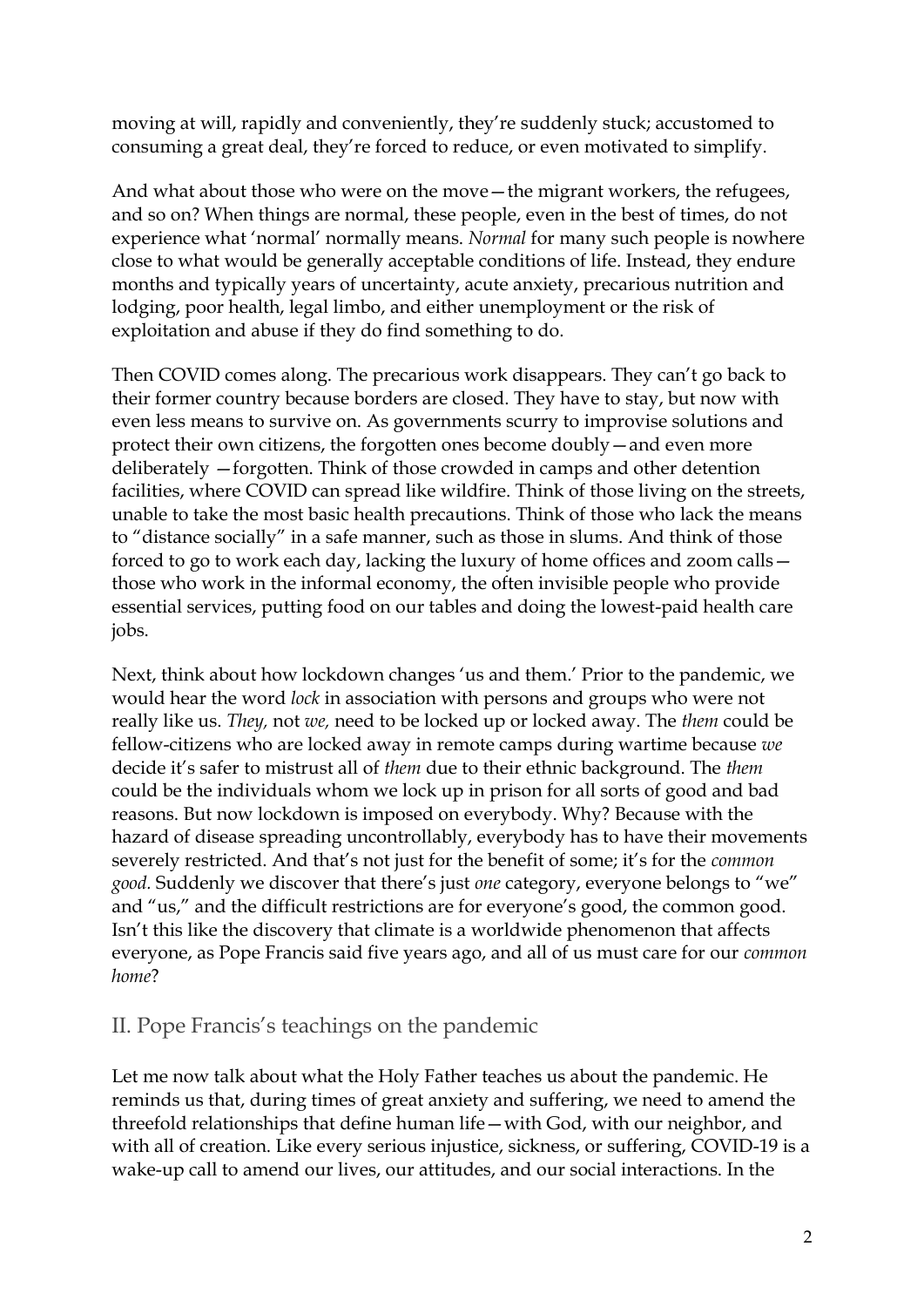moving at will, rapidly and conveniently, they're suddenly stuck; accustomed to consuming a great deal, they're forced to reduce, or even motivated to simplify.

And what about those who were on the move—the migrant workers, the refugees, and so on? When things are normal, these people, even in the best of times, do not experience what 'normal' normally means. *Normal* for many such people is nowhere close to what would be generally acceptable conditions of life. Instead, they endure months and typically years of uncertainty, acute anxiety, precarious nutrition and lodging, poor health, legal limbo, and either unemployment or the risk of exploitation and abuse if they do find something to do.

Then COVID comes along. The precarious work disappears. They can't go back to their former country because borders are closed. They have to stay, but now with even less means to survive on. As governments scurry to improvise solutions and protect their own citizens, the forgotten ones become doubly—and even more deliberately —forgotten. Think of those crowded in camps and other detention facilities, where COVID can spread like wildfire. Think of those living on the streets, unable to take the most basic health precautions. Think of those who lack the means to "distance socially" in a safe manner, such as those in slums. And think of those forced to go to work each day, lacking the luxury of home offices and zoom calls—those who work in the informal economy, the often invisible people who provide essential services, putting food on our tables and doing the lowest-paid health care jobs.

Next, think about how lockdown changes 'us and them.' Prior to the pandemic, we would hear the word *lock* in association with persons and groups who were not really like us. *They,* not *we,* need to be locked up or locked away. The *them* could be fellow-citizens who are locked away in remote camps during wartime because *we* decide it's safer to mistrust all of *them* due to their ethnic background. The *them* could be the individuals whom we lock up in prison for all sorts of good and bad reasons. But now lockdown is imposed on everybody. Why? Because with the hazard of disease spreading uncontrollably, everybody has to have their movements severely restricted. And that's not just for the benefit of some; it's for the *common good.* Suddenly we discover that there's just *one* category, everyone belongs to "we" and "us," and the difficult restrictions are for everyone's good, the common good. Isn't this like the discovery that climate is a worldwide phenomenon that affects everyone, as Pope Francis said five years ago, and all of us must care for our *common home*?

## II. Pope Francis's teachings on the pandemic

Let me now talk about what the Holy Father teaches us about the pandemic. He reminds us that, during times of great anxiety and suffering, we need to amend the threefold relationships that define human life—with God, with our neighbor, and with all of creation. Like every serious injustice, sickness, or suffering, COVID-19 is a wake-up call to amend our lives, our attitudes, and our social interactions. In the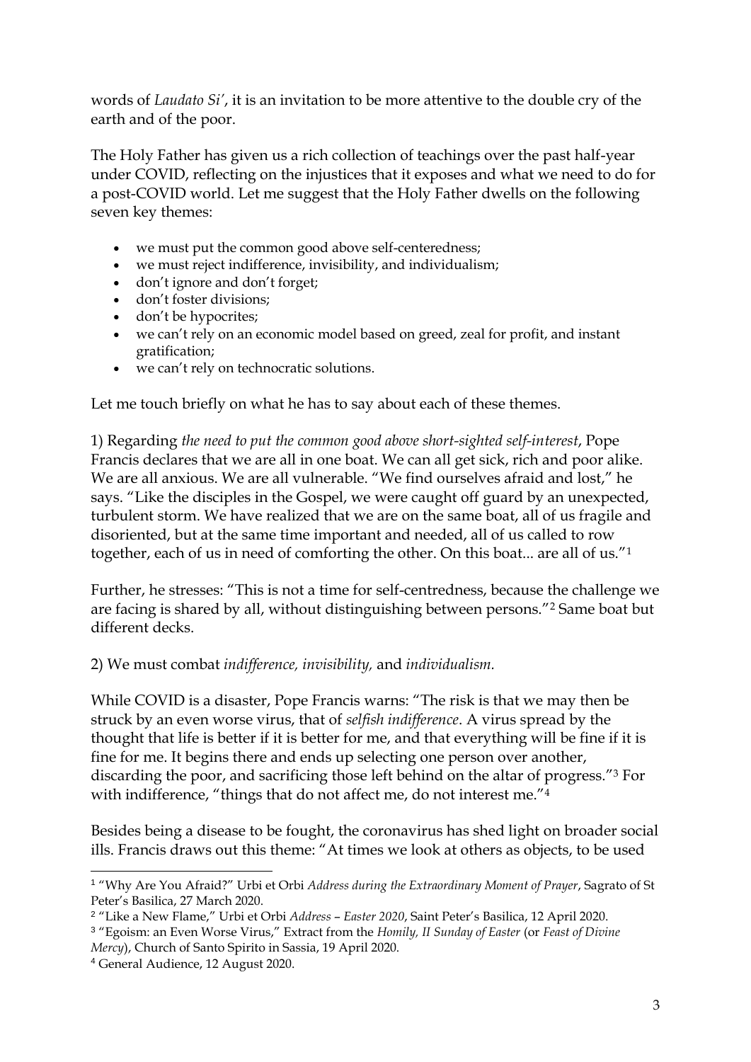words of *Laudato Si'*, it is an invitation to be more attentive to the double cry of the earth and of the poor.

The Holy Father has given us a rich collection of teachings over the past half-year under COVID, reflecting on the injustices that it exposes and what we need to do for a post-COVID world. Let me suggest that the Holy Father dwells on the following seven key themes:

- we must put the common good above self-centeredness;
- we must reject indifference, invisibility, and individualism;
- don't ignore and don't forget;
- don't foster divisions;
- don't be hypocrites;
- we can't rely on an economic model based on greed, zeal for profit, and instant gratification;
- we can't rely on technocratic solutions.

Let me touch briefly on what he has to say about each of these themes.

1) Regarding *the need to put the common good above short-sighted self-interest*, Pope Francis declares that we are all in one boat. We can all get sick, rich and poor alike. We are all anxious. We are all vulnerable. "We find ourselves afraid and lost," he says. "Like the disciples in the Gospel, we were caught off guard by an unexpected, turbulent storm. We have realized that we are on the same boat, all of us fragile and disoriented, but at the same time important and needed, all of us called to row together, each of us in need of comforting the other. On this boat... are all of us."[1]

Further, he stresses: "This is not a time for self-centredness, because the challenge we are facing is shared by all, without distinguishing between persons."[2] Same boat but different decks.

2) We must combat *indifference, invisibility,* and *individualism.*

While COVID is a disaster, Pope Francis warns: "The risk is that we may then be struck by an even worse virus, that of *selfish indifference*. A virus spread by the thought that life is better if it is better for me, and that everything will be fine if it is fine for me. It begins there and ends up selecting one person over another, discarding the poor, and sacrificing those left behind on the altar of progress."[3] For with indifference, "things that do not affect me, do not interest me."[4]

Besides being a disease to be fought, the coronavirus has shed light on broader social ills. Francis draws out this theme: "At times we look at others as objects, to be used

---

[1] "Why Are You Afraid?" Urbi et Orbi *Address during the Extraordinary Moment of Prayer*, Sagrato of St Peter's Basilica, 27 March 2020.

[2] "Like a New Flame," Urbi et Orbi *Address – Easter 2020*, Saint Peter's Basilica, 12 April 2020.

[3] "Egoism: an Even Worse Virus," Extract from the *Homily, II Sunday of Easter* (or *Feast of Divine Mercy*), Church of Santo Spirito in Sassia, 19 April 2020.

[4] General Audience, 12 August 2020.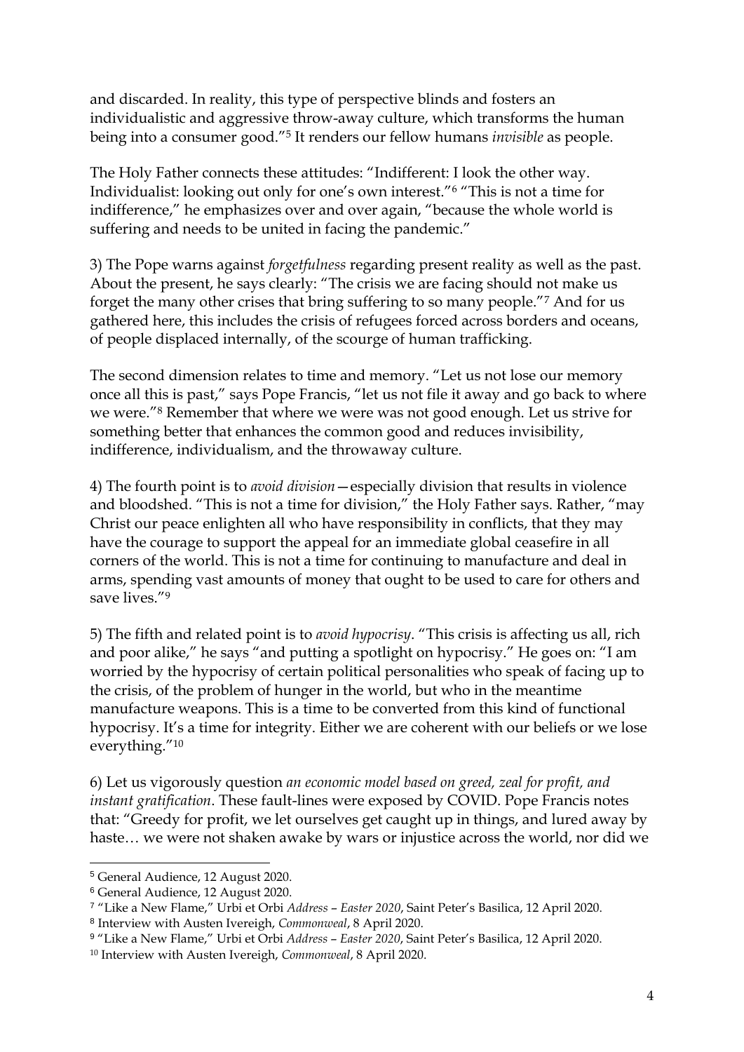and discarded. In reality, this type of perspective blinds and fosters an individualistic and aggressive throw-away culture, which transforms the human being into a consumer good."[5] It renders our fellow humans *invisible* as people.

The Holy Father connects these attitudes: "Indifferent: I look the other way. Individualist: looking out only for one's own interest."[6] "This is not a time for indifference," he emphasizes over and over again, "because the whole world is suffering and needs to be united in facing the pandemic."

3) The Pope warns against *forgetfulness* regarding present reality as well as the past. About the present, he says clearly: "The crisis we are facing should not make us forget the many other crises that bring suffering to so many people."[7] And for us gathered here, this includes the crisis of refugees forced across borders and oceans, of people displaced internally, of the scourge of human trafficking.

The second dimension relates to time and memory. "Let us not lose our memory once all this is past," says Pope Francis, "let us not file it away and go back to where we were."[8] Remember that where we were was not good enough. Let us strive for something better that enhances the common good and reduces invisibility, indifference, individualism, and the throwaway culture.

4) The fourth point is to *avoid division*—especially division that results in violence and bloodshed. "This is not a time for division," the Holy Father says. Rather, "may Christ our peace enlighten all who have responsibility in conflicts, that they may have the courage to support the appeal for an immediate global ceasefire in all corners of the world. This is not a time for continuing to manufacture and deal in arms, spending vast amounts of money that ought to be used to care for others and save lives."[9]

5) The fifth and related point is to *avoid hypocrisy*. "This crisis is affecting us all, rich and poor alike," he says "and putting a spotlight on hypocrisy." He goes on: "I am worried by the hypocrisy of certain political personalities who speak of facing up to the crisis, of the problem of hunger in the world, but who in the meantime manufacture weapons. This is a time to be converted from this kind of functional hypocrisy. It's a time for integrity. Either we are coherent with our beliefs or we lose everything."[10]

6) Let us vigorously question *an economic model based on greed, zeal for profit, and instant gratification*. These fault-lines were exposed by COVID. Pope Francis notes that: "Greedy for profit, we let ourselves get caught up in things, and lured away by haste… we were not shaken awake by wars or injustice across the world, nor did we

---

[5] General Audience, 12 August 2020.

[6] General Audience, 12 August 2020.

[7] "Like a New Flame," Urbi et Orbi *Address – Easter 2020*, Saint Peter's Basilica, 12 April 2020.

[8] Interview with Austen Ivereigh, *Commonweal*, 8 April 2020.

[9] "Like a New Flame," Urbi et Orbi *Address – Easter 2020*, Saint Peter's Basilica, 12 April 2020.

[10] Interview with Austen Ivereigh, *Commonweal*, 8 April 2020.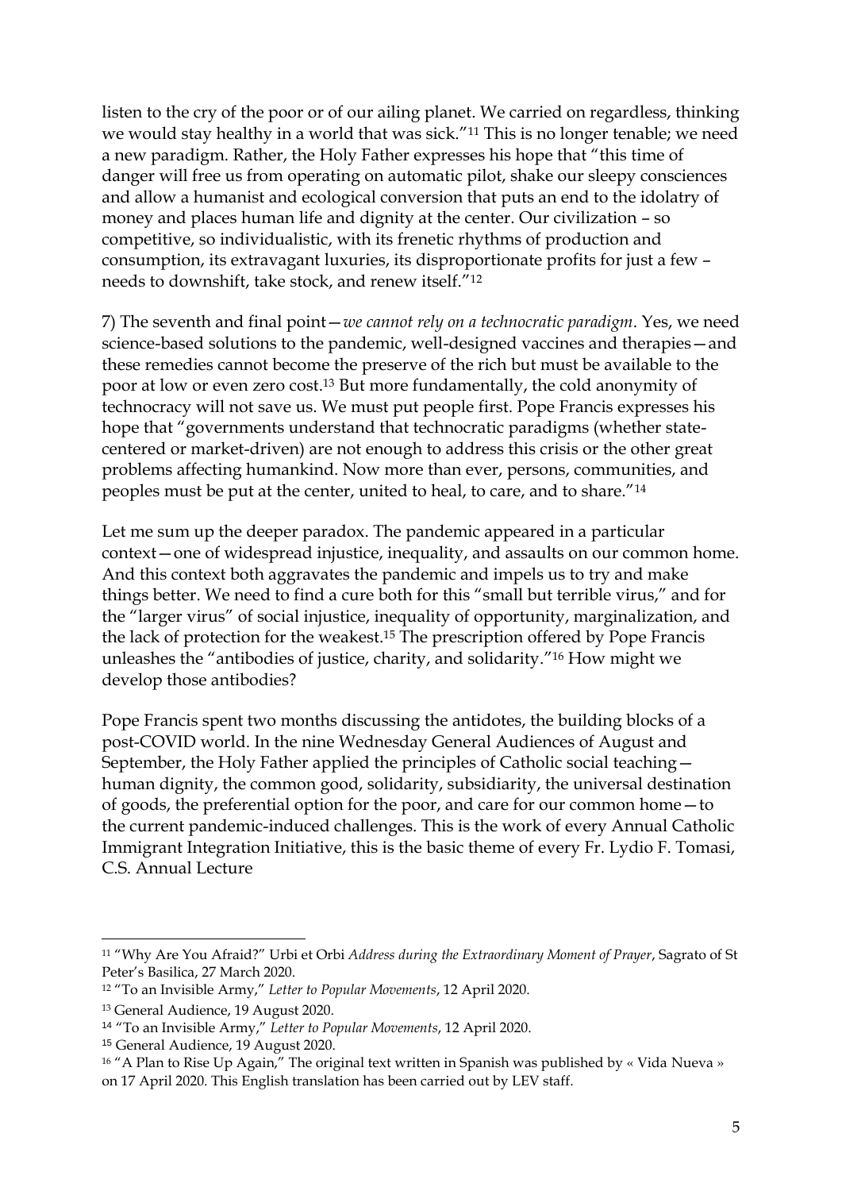listen to the cry of the poor or of our ailing planet. We carried on regardless, thinking we would stay healthy in a world that was sick."[11] This is no longer tenable; we need a new paradigm. Rather, the Holy Father expresses his hope that "this time of danger will free us from operating on automatic pilot, shake our sleepy consciences and allow a humanist and ecological conversion that puts an end to the idolatry of money and places human life and dignity at the center. Our civilization – so competitive, so individualistic, with its frenetic rhythms of production and consumption, its extravagant luxuries, its disproportionate profits for just a few – needs to downshift, take stock, and renew itself."[12]

7) The seventh and final point—*we cannot rely on a technocratic paradigm*. Yes, we need science-based solutions to the pandemic, well-designed vaccines and therapies—and these remedies cannot become the preserve of the rich but must be available to the poor at low or even zero cost.[13] But more fundamentally, the cold anonymity of technocracy will not save us. We must put people first. Pope Francis expresses his hope that "governments understand that technocratic paradigms (whether state-centered or market-driven) are not enough to address this crisis or the other great problems affecting humankind. Now more than ever, persons, communities, and peoples must be put at the center, united to heal, to care, and to share."[14]

Let me sum up the deeper paradox. The pandemic appeared in a particular context—one of widespread injustice, inequality, and assaults on our common home. And this context both aggravates the pandemic and impels us to try and make things better. We need to find a cure both for this "small but terrible virus," and for the "larger virus" of social injustice, inequality of opportunity, marginalization, and the lack of protection for the weakest.[15] The prescription offered by Pope Francis unleashes the "antibodies of justice, charity, and solidarity."[16] How might we develop those antibodies?

Pope Francis spent two months discussing the antidotes, the building blocks of a post-COVID world. In the nine Wednesday General Audiences of August and September, the Holy Father applied the principles of Catholic social teaching—human dignity, the common good, solidarity, subsidiarity, the universal destination of goods, the preferential option for the poor, and care for our common home—to the current pandemic-induced challenges. This is the work of every Annual Catholic Immigrant Integration Initiative, this is the basic theme of every Fr. Lydio F. Tomasi, C.S. Annual Lecture

---

[11] "Why Are You Afraid?" Urbi et Orbi *Address during the Extraordinary Moment of Prayer*, Sagrato of St Peter's Basilica, 27 March 2020.

[12] "To an Invisible Army," *Letter to Popular Movements*, 12 April 2020.

[13] General Audience, 19 August 2020.

[14] "To an Invisible Army," *Letter to Popular Movements*, 12 April 2020.

[15] General Audience, 19 August 2020.

[16] "A Plan to Rise Up Again," The original text written in Spanish was published by « Vida Nueva » on 17 April 2020. This English translation has been carried out by LEV staff.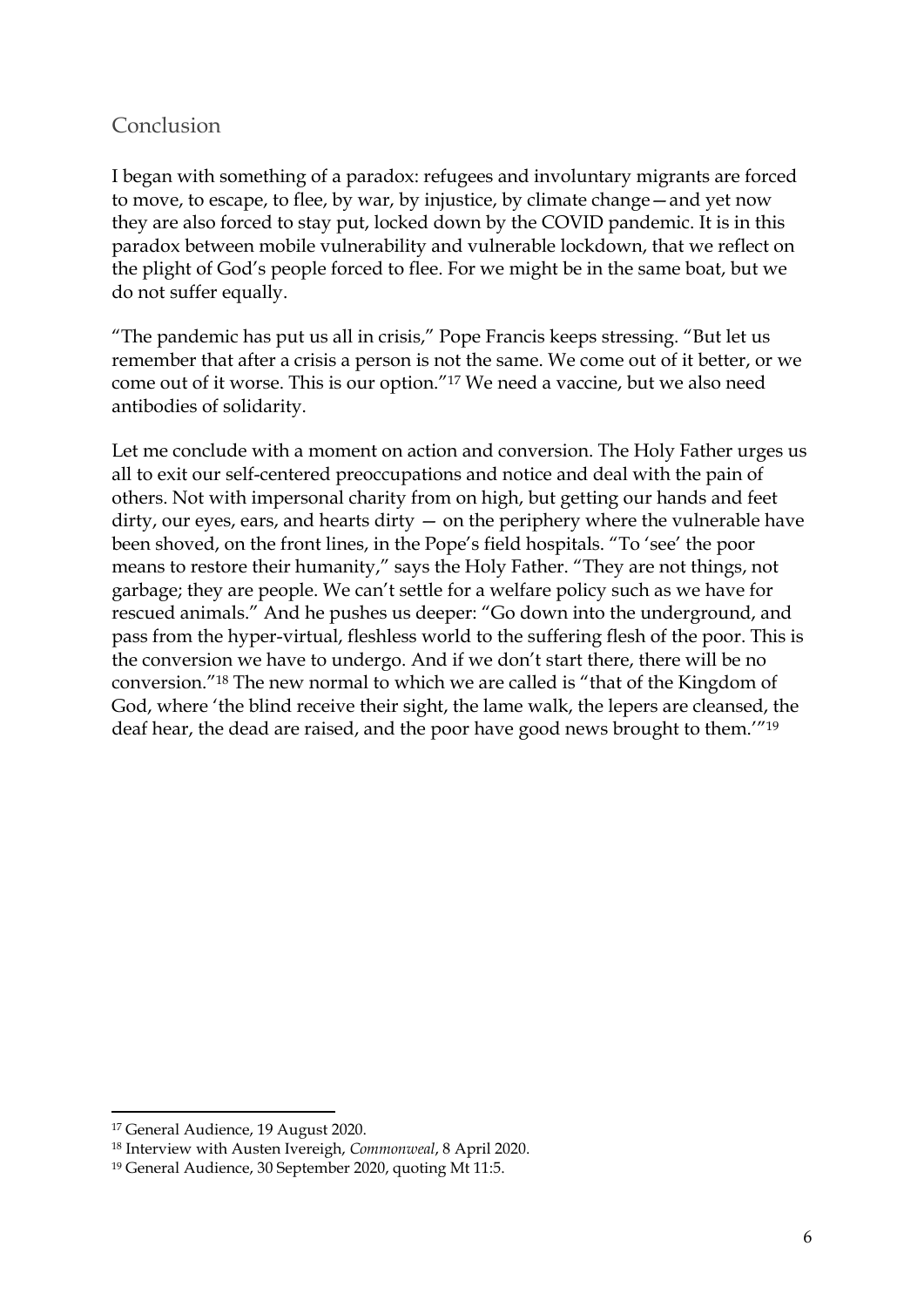## Conclusion

I began with something of a paradox: refugees and involuntary migrants are forced to move, to escape, to flee, by war, by injustice, by climate change—and yet now they are also forced to stay put, locked down by the COVID pandemic. It is in this paradox between mobile vulnerability and vulnerable lockdown, that we reflect on the plight of God's people forced to flee. For we might be in the same boat, but we do not suffer equally.

"The pandemic has put us all in crisis," Pope Francis keeps stressing. "But let us remember that after a crisis a person is not the same. We come out of it better, or we come out of it worse. This is our option."[17] We need a vaccine, but we also need antibodies of solidarity.

Let me conclude with a moment on action and conversion. The Holy Father urges us all to exit our self-centered preoccupations and notice and deal with the pain of others. Not with impersonal charity from on high, but getting our hands and feet dirty, our eyes, ears, and hearts dirty — on the periphery where the vulnerable have been shoved, on the front lines, in the Pope's field hospitals. "To 'see' the poor means to restore their humanity," says the Holy Father. "They are not things, not garbage; they are people. We can't settle for a welfare policy such as we have for rescued animals." And he pushes us deeper: "Go down into the underground, and pass from the hyper-virtual, fleshless world to the suffering flesh of the poor. This is the conversion we have to undergo. And if we don't start there, there will be no conversion."[18] The new normal to which we are called is "that of the Kingdom of God, where 'the blind receive their sight, the lame walk, the lepers are cleansed, the deaf hear, the dead are raised, and the poor have good news brought to them.'"[19]

---

[17] General Audience, 19 August 2020.

[18] Interview with Austen Ivereigh, *Commonweal*, 8 April 2020.

[19] General Audience, 30 September 2020, quoting Mt 11:5.